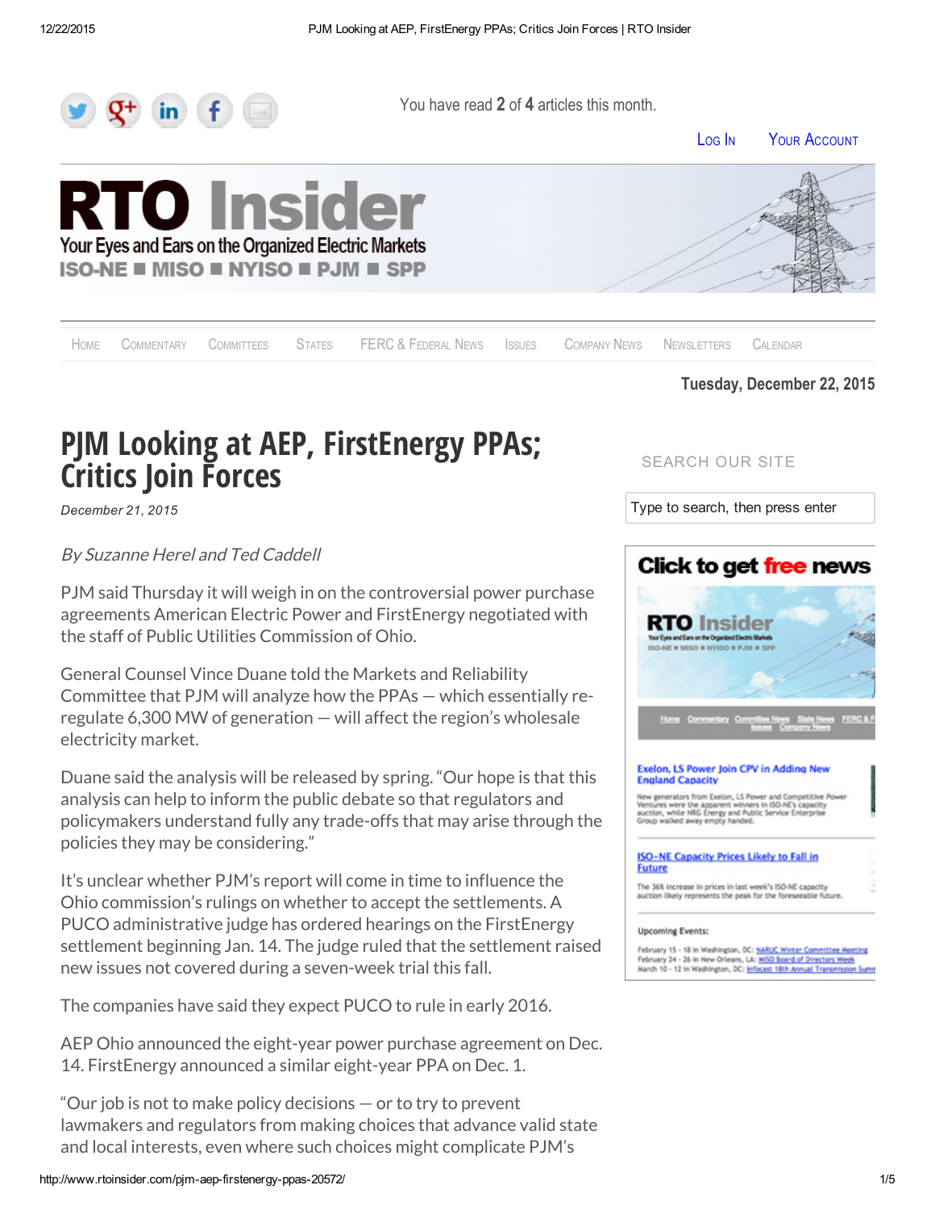# PJM Looking at AEP, FirstEnergy PPAs; Critics Join Forces

*December 21, 2015*

*By Suzanne Herel and Ted Caddell*

PJM said Thursday it will weigh in on the controversial power purchase agreements American Electric Power and FirstEnergy negotiated with the staff of Public Utilities Commission of Ohio.

General Counsel Vince Duane told the Markets and Reliability Committee that PJM will analyze how the PPAs — which essentially re-regulate 6,300 MW of generation — will affect the region's wholesale electricity market.

Duane said the analysis will be released by spring. "Our hope is that this analysis can help to inform the public debate so that regulators and policymakers understand fully any trade-offs that may arise through the policies they may be considering."

It's unclear whether PJM's report will come in time to influence the Ohio commission's rulings on whether to accept the settlements. A PUCO administrative judge has ordered hearings on the FirstEnergy settlement beginning Jan. 14. The judge ruled that the settlement raised new issues not covered during a seven-week trial this fall.

The companies have said they expect PUCO to rule in early 2016.

AEP Ohio announced the eight-year power purchase agreement on Dec. 14. FirstEnergy announced a similar eight-year PPA on Dec. 1.

"Our job is not to make policy decisions — or to try to prevent lawmakers and regulators from making choices that advance valid state and local interests, even where such choices might complicate PJM's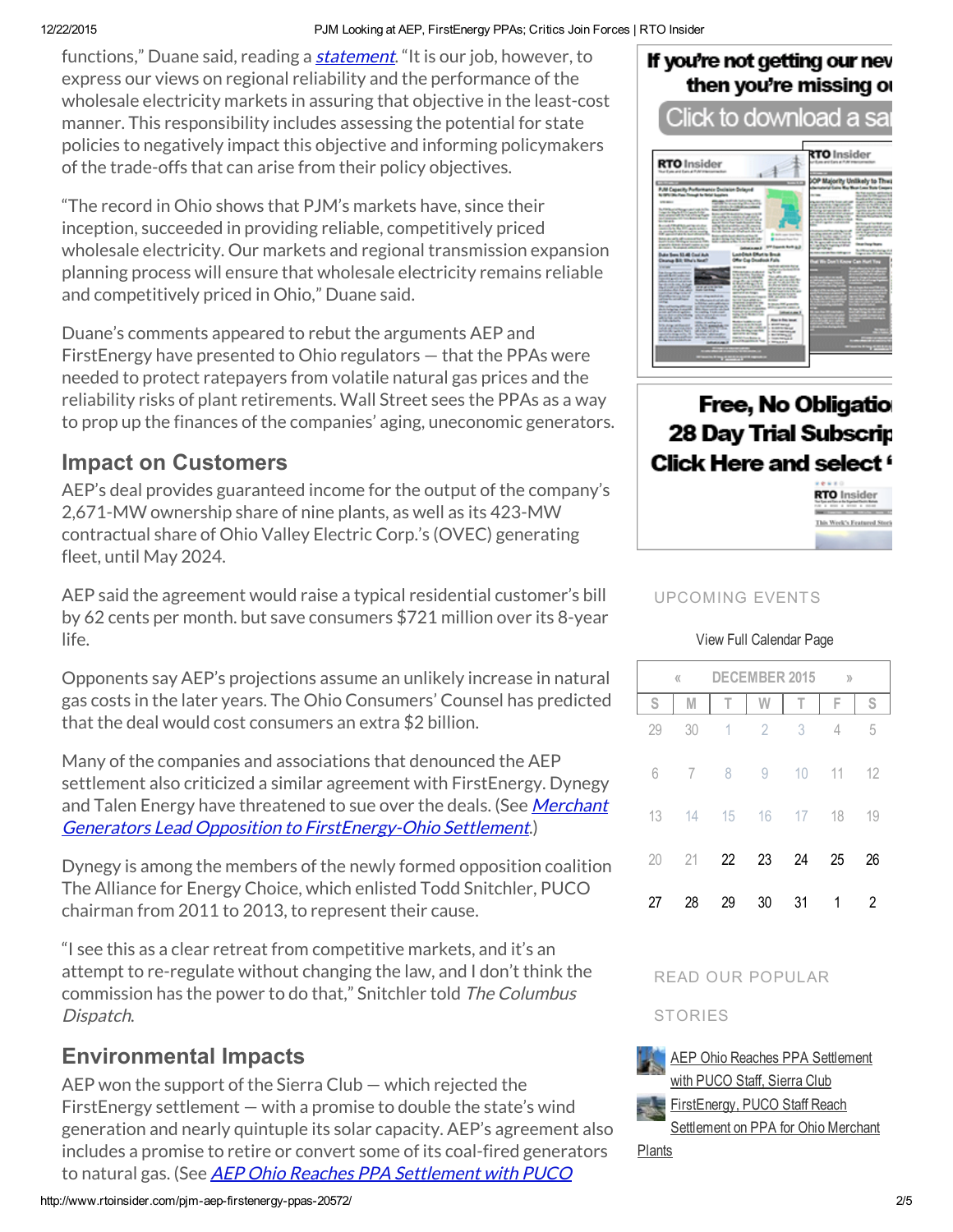functions," Duane said, reading a *statement*. "It is our job, however, to express our views on regional reliability and the performance of the wholesale electricity markets in assuring that objective in the least-cost manner. This responsibility includes assessing the potential for state policies to negatively impact this objective and informing policymakers of the trade-offs that can arise from their policy objectives.

"The record in Ohio shows that PJM's markets have, since their inception, succeeded in providing reliable, competitively priced wholesale electricity. Our markets and regional transmission expansion planning process will ensure that wholesale electricity remains reliable and competitively priced in Ohio," Duane said.

Duane's comments appeared to rebut the arguments AEP and FirstEnergy have presented to Ohio regulators — that the PPAs were needed to protect ratepayers from volatile natural gas prices and the reliability risks of plant retirements. Wall Street sees the PPAs as a way to prop up the finances of the companies' aging, uneconomic generators.

## Impact on Customers

AEP's deal provides guaranteed income for the output of the company's 2,671-MW ownership share of nine plants, as well as its 423-MW contractual share of Ohio Valley Electric Corp.'s (OVEC) generating fleet, until May 2024.

AEP said the agreement would raise a typical residential customer's bill by 62 cents per month. but save consumers $721 million over its 8-year life.

Opponents say AEP's projections assume an unlikely increase in natural gas costs in the later years. The Ohio Consumers' Counsel has predicted that the deal would cost consumers an extra $2 billion.

Many of the companies and associations that denounced the AEP settlement also criticized a similar agreement with FirstEnergy. Dynegy and Talen Energy have threatened to sue over the deals. (See *Merchant Generators Lead Opposition to FirstEnergy-Ohio Settlement*.)

Dynegy is among the members of the newly formed opposition coalition The Alliance for Energy Choice, which enlisted Todd Snitchler, PUCO chairman from 2011 to 2013, to represent their cause.

"I see this as a clear retreat from competitive markets, and it's an attempt to re-regulate without changing the law, and I don't think the commission has the power to do that," Snitchler told *The Columbus Dispatch*.

## Environmental Impacts

AEP won the support of the Sierra Club — which rejected the FirstEnergy settlement — with a promise to double the state's wind generation and nearly quintuple its solar capacity. AEP's agreement also includes a promise to retire or convert some of its coal-fired generators to natural gas. (See *AEP Ohio Reaches PPA Settlement with PUCO*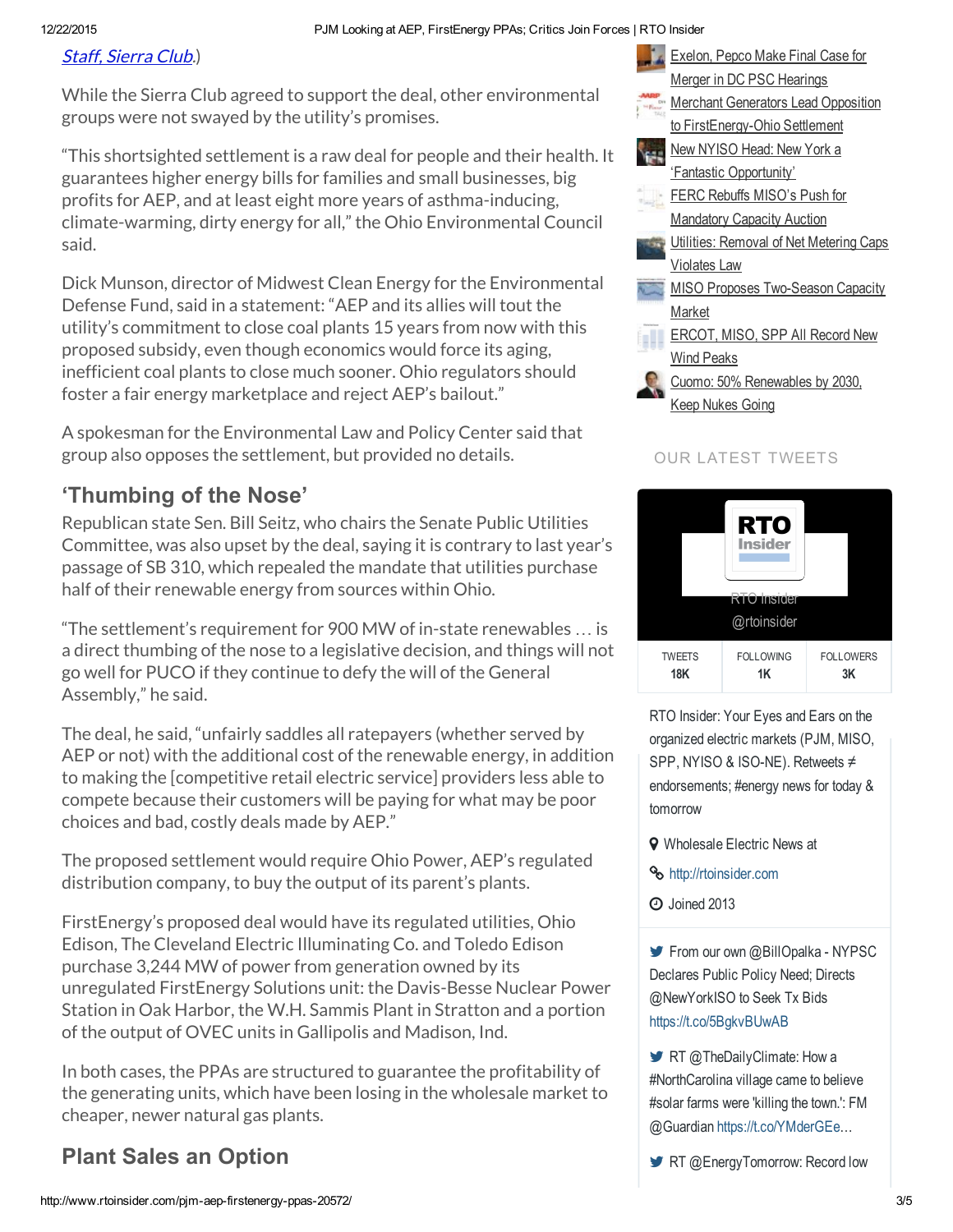Staff, Sierra Club.)

While the Sierra Club agreed to support the deal, other environmental groups were not swayed by the utility's promises.

"This shortsighted settlement is a raw deal for people and their health. It guarantees higher energy bills for families and small businesses, big profits for AEP, and at least eight more years of asthma-inducing, climate-warming, dirty energy for all," the Ohio Environmental Council said.

Dick Munson, director of Midwest Clean Energy for the Environmental Defense Fund, said in a statement: "AEP and its allies will tout the utility's commitment to close coal plants 15 years from now with this proposed subsidy, even though economics would force its aging, inefficient coal plants to close much sooner. Ohio regulators should foster a fair energy marketplace and reject AEP's bailout."

A spokesman for the Environmental Law and Policy Center said that group also opposes the settlement, but provided no details.

## 'Thumbing of the Nose'

Republican state Sen. Bill Seitz, who chairs the Senate Public Utilities Committee, was also upset by the deal, saying it is contrary to last year's passage of SB 310, which repealed the mandate that utilities purchase half of their renewable energy from sources within Ohio.

"The settlement's requirement for 900 MW of in-state renewables … is a direct thumbing of the nose to a legislative decision, and things will not go well for PUCO if they continue to defy the will of the General Assembly," he said.

The deal, he said, "unfairly saddles all ratepayers (whether served by AEP or not) with the additional cost of the renewable energy, in addition to making the [competitive retail electric service] providers less able to compete because their customers will be paying for what may be poor choices and bad, costly deals made by AEP."

The proposed settlement would require Ohio Power, AEP's regulated distribution company, to buy the output of its parent's plants.

FirstEnergy's proposed deal would have its regulated utilities, Ohio Edison, The Cleveland Electric Illuminating Co. and Toledo Edison purchase 3,244 MW of power from generation owned by its unregulated FirstEnergy Solutions unit: the Davis-Besse Nuclear Power Station in Oak Harbor, the W.H. Sammis Plant in Stratton and a portion of the output of OVEC units in Gallipolis and Madison, Ind.

In both cases, the PPAs are structured to guarantee the profitability of the generating units, which have been losing in the wholesale market to cheaper, newer natural gas plants.

## Plant Sales an Option

- Exelon, Pepco Make Final Case for Merger in DC PSC Hearings
- Merchant Generators Lead Opposition to FirstEnergy-Ohio Settlement
- New NYISO Head: New York a 'Fantastic Opportunity'
- FERC Rebuffs MISO's Push for Mandatory Capacity Auction
- Utilities: Removal of Net Metering Caps Violates Law
- MISO Proposes Two-Season Capacity Market
- ERCOT, MISO, SPP All Record New Wind Peaks
- Cuomo: 50% Renewables by 2030, Keep Nukes Going

OUR LATEST TWEETS

RTO Insider
@rtoinsider

| TWEETS | FOLLOWING | FOLLOWERS |
|---|---|---|
| 18K | 1K | 3K |

RTO Insider: Your Eyes and Ears on the organized electric markets (PJM, MISO, SPP, NYISO & ISO-NE). Retweets ≠ endorsements; #energy news for today & tomorrow

Wholesale Electric News at

http://rtoinsider.com

Joined 2013

From our own @BillOpalka - NYPSC Declares Public Policy Need; Directs @NewYorkISO to Seek Tx Bids https://t.co/5BgkvBUwAB

RT @TheDailyClimate: How a #NorthCarolina village came to believe #solar farms were 'killing the town.': FM @Guardian https://t.co/YMderGEe…

RT @EnergyTomorrow: Record low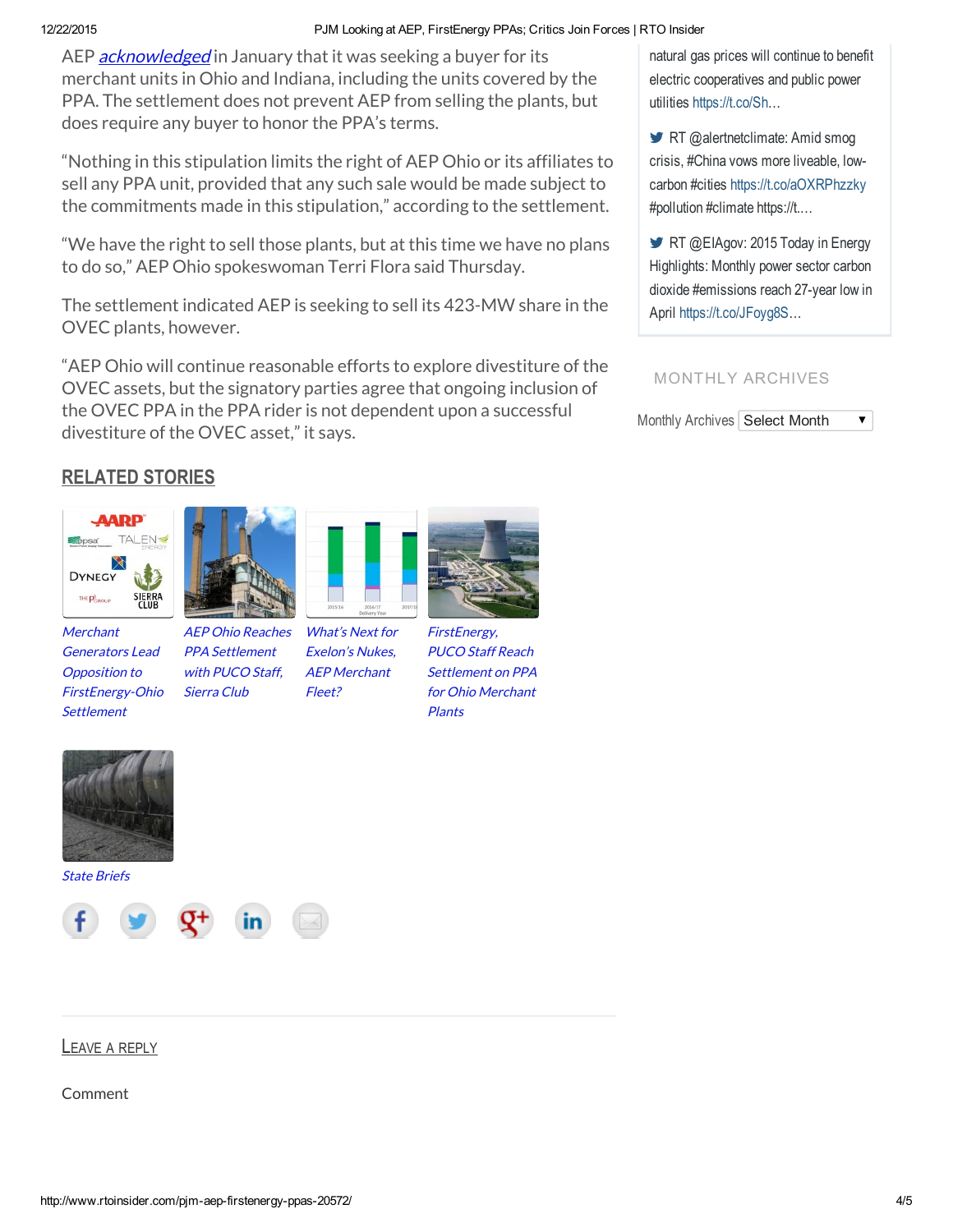AEP *acknowledged* in January that it was seeking a buyer for its merchant units in Ohio and Indiana, including the units covered by the PPA. The settlement does not prevent AEP from selling the plants, but does require any buyer to honor the PPA's terms.

"Nothing in this stipulation limits the right of AEP Ohio or its affiliates to sell any PPA unit, provided that any such sale would be made subject to the commitments made in this stipulation," according to the settlement.

"We have the right to sell those plants, but at this time we have no plans to do so," AEP Ohio spokeswoman Terri Flora said Thursday.

The settlement indicated AEP is seeking to sell its 423-MW share in the OVEC plants, however.

"AEP Ohio will continue reasonable efforts to explore divestiture of the OVEC assets, but the signatory parties agree that ongoing inclusion of the OVEC PPA in the PPA rider is not dependent upon a successful divestiture of the OVEC asset," it says.

## RELATED STORIES

*Merchant Generators Lead Opposition to FirstEnergy-Ohio Settlement*

*AEP Ohio Reaches PPA Settlement with PUCO Staff, Sierra Club*

*What's Next for Exelon's Nukes, AEP Merchant Fleet?*

*FirstEnergy, PUCO Staff Reach Settlement on PPA for Ohio Merchant Plants*

*State Briefs*

natural gas prices will continue to benefit electric cooperatives and public power utilities https://t.co/Sh…

RT @alertnetclimate: Amid smog crisis, #China vows more liveable, low-carbon #cities https://t.co/aOXRPhzzky #pollution #climate https://t.…

RT @EIAgov: 2015 Today in Energy Highlights: Monthly power sector carbon dioxide #emissions reach 27-year low in April https://t.co/JFoyg8S…

MONTHLY ARCHIVES

Monthly Archives Select Month

## LEAVE A REPLY

Comment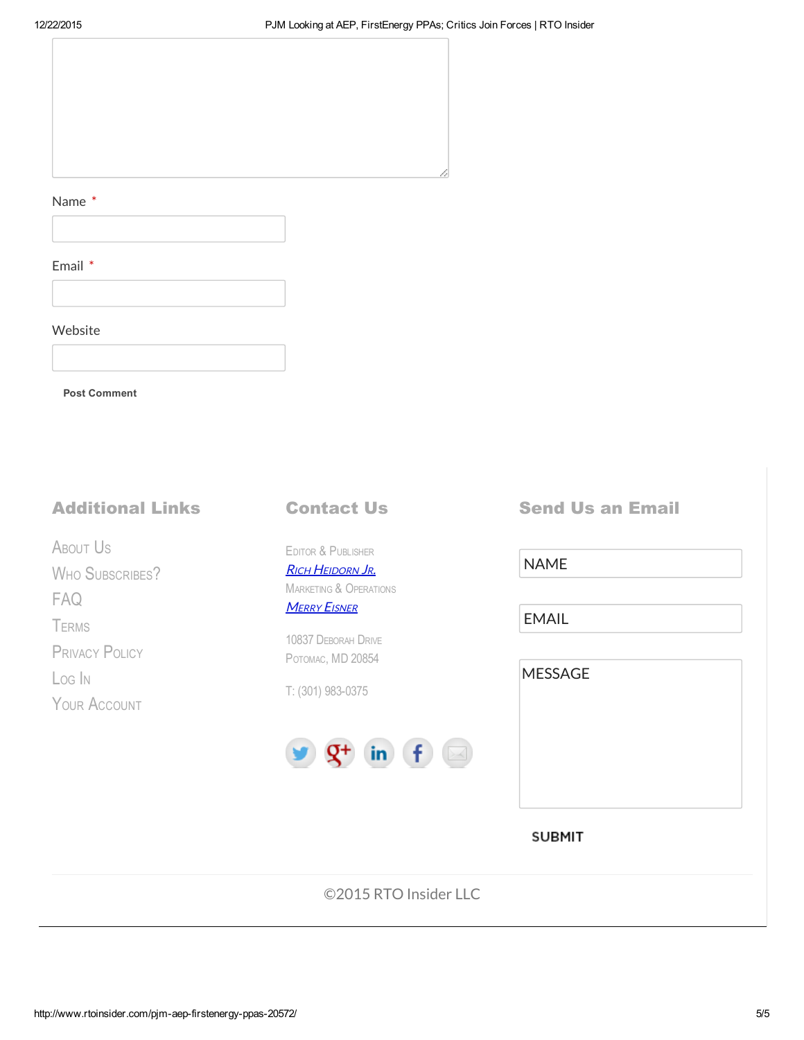Name *

Email *

Website

Post Comment

## Additional Links

About Us

Who Subscribes?

FAQ

Terms

Privacy Policy

Log In

Your Account

## Contact Us

Editor & Publisher

Rich Heidorn Jr.

Marketing & Operations

Merry Eisner

10837 Deborah Drive

Potomac, MD 20854

T: (301) 983-0375

## Send Us an Email

NAME

EMAIL

MESSAGE

SUBMIT

©2015 RTO Insider LLC